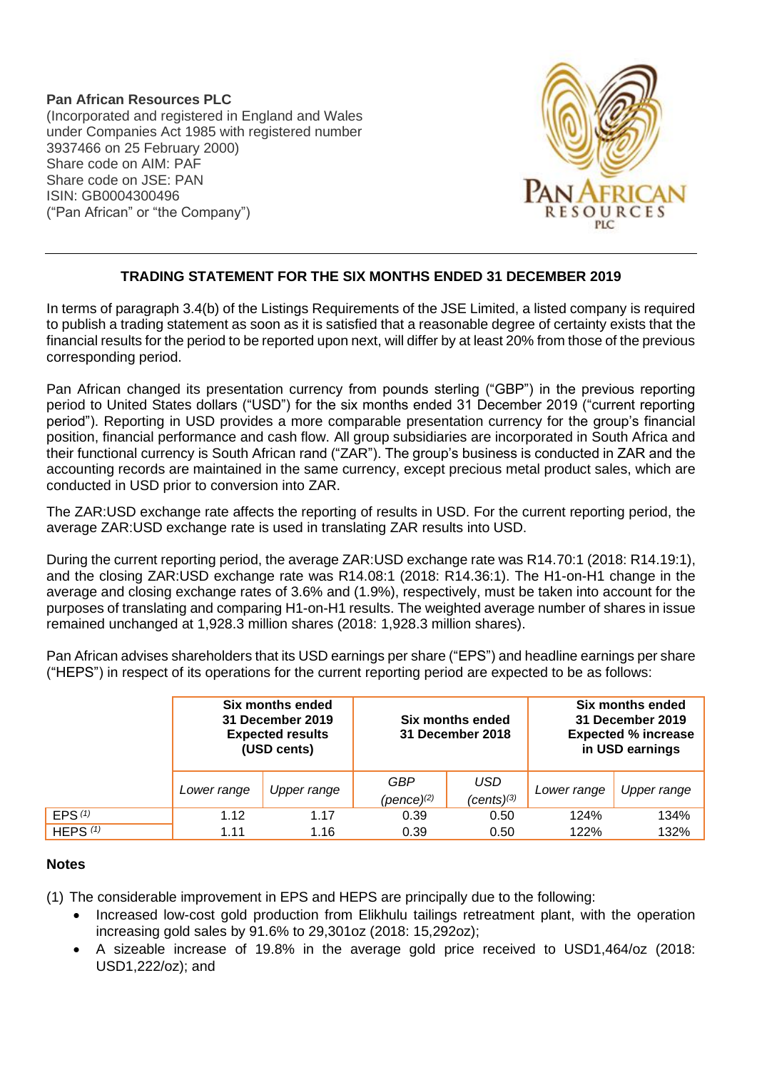**Pan African Resources PLC**
(Incorporated and registered in England and Wales under Companies Act 1985 with registered number 3937466 on 25 February 2000)
Share code on AIM: PAF
Share code on JSE: PAN
ISIN: GB0004300496
("Pan African" or "the Company")

## TRADING STATEMENT FOR THE SIX MONTHS ENDED 31 DECEMBER 2019

In terms of paragraph 3.4(b) of the Listings Requirements of the JSE Limited, a listed company is required to publish a trading statement as soon as it is satisfied that a reasonable degree of certainty exists that the financial results for the period to be reported upon next, will differ by at least 20% from those of the previous corresponding period.

Pan African changed its presentation currency from pounds sterling ("GBP") in the previous reporting period to United States dollars ("USD") for the six months ended 31 December 2019 ("current reporting period"). Reporting in USD provides a more comparable presentation currency for the group's financial position, financial performance and cash flow. All group subsidiaries are incorporated in South Africa and their functional currency is South African rand ("ZAR"). The group's business is conducted in ZAR and the accounting records are maintained in the same currency, except precious metal product sales, which are conducted in USD prior to conversion into ZAR.

The ZAR:USD exchange rate affects the reporting of results in USD. For the current reporting period, the average ZAR:USD exchange rate is used in translating ZAR results into USD.

During the current reporting period, the average ZAR:USD exchange rate was R14.70:1 (2018: R14.19:1), and the closing ZAR:USD exchange rate was R14.08:1 (2018: R14.36:1). The H1-on-H1 change in the average and closing exchange rates of 3.6% and (1.9%), respectively, must be taken into account for the purposes of translating and comparing H1-on-H1 results. The weighted average number of shares in issue remained unchanged at 1,928.3 million shares (2018: 1,928.3 million shares).

Pan African advises shareholders that its USD earnings per share ("EPS") and headline earnings per share ("HEPS") in respect of its operations for the current reporting period are expected to be as follows:

| | **Six months ended 31 December 2019 Expected results (USD cents)** | | **Six months ended 31 December 2018** | | **Six months ended 31 December 2019 Expected % increase in USD earnings** | |
|---|---|---|---|---|---|---|
| | *Lower range* | *Upper range* | *GBP (pence)*[2] | *USD (cents)*[3] | *Lower range* | *Upper range* |
| EPS [1] | 1.12 | 1.17 | 0.39 | 0.50 | 124% | 134% |
| HEPS [1] | 1.11 | 1.16 | 0.39 | 0.50 | 122% | 132% |

**Notes**

(1) The considerable improvement in EPS and HEPS are principally due to the following:

- Increased low-cost gold production from Elikhulu tailings retreatment plant, with the operation increasing gold sales by 91.6% to 29,301oz (2018: 15,292oz);
- A sizeable increase of 19.8% in the average gold price received to USD1,464/oz (2018: USD1,222/oz); and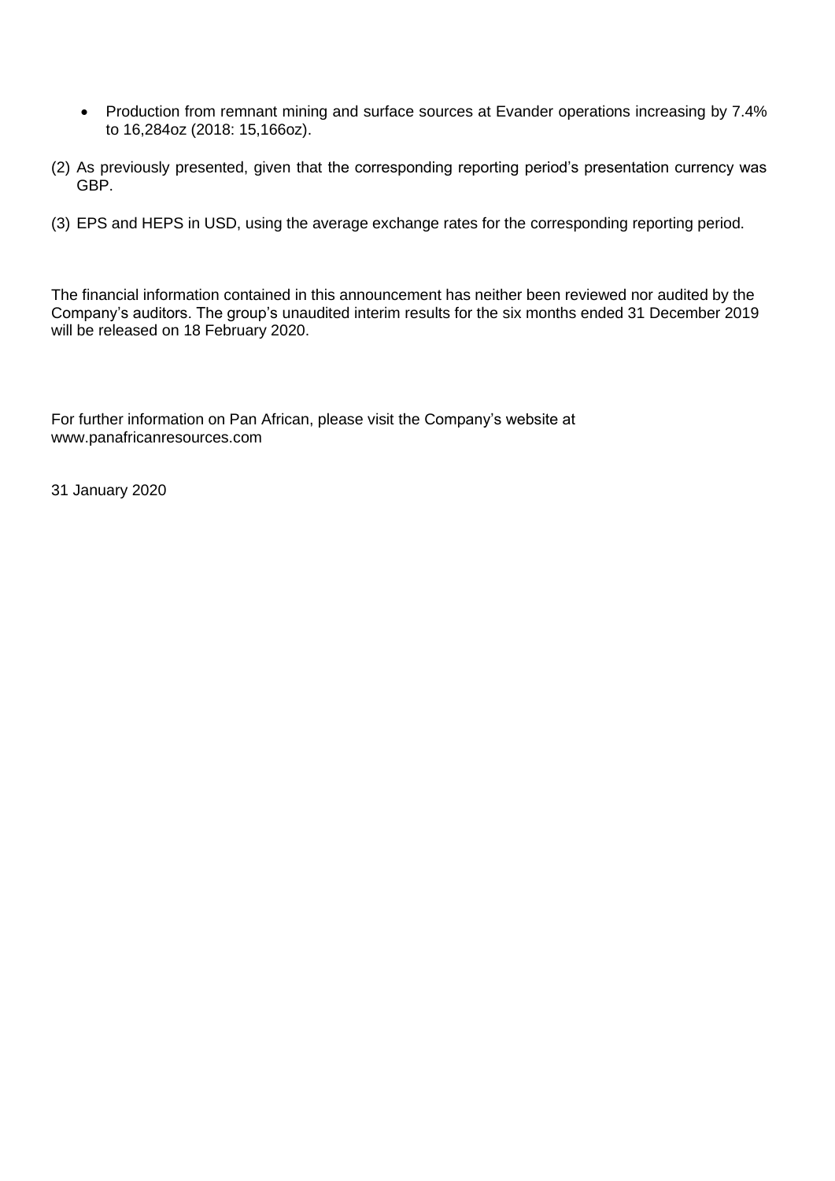- Production from remnant mining and surface sources at Evander operations increasing by 7.4% to 16,284oz (2018: 15,166oz).

(2) As previously presented, given that the corresponding reporting period's presentation currency was GBP.

(3) EPS and HEPS in USD, using the average exchange rates for the corresponding reporting period.

The financial information contained in this announcement has neither been reviewed nor audited by the Company's auditors. The group's unaudited interim results for the six months ended 31 December 2019 will be released on 18 February 2020.

For further information on Pan African, please visit the Company's website at www.panafricanresources.com

31 January 2020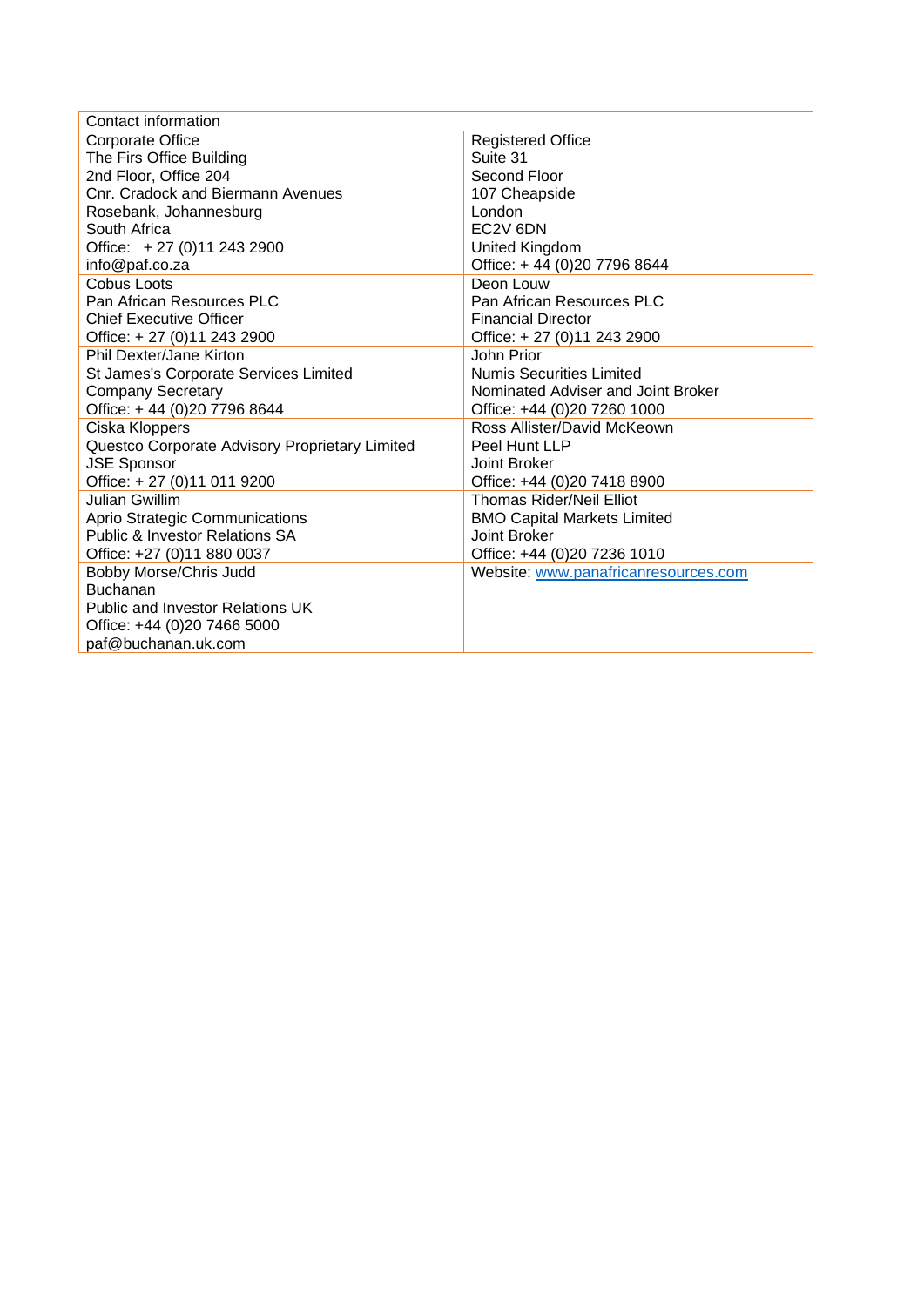| Contact information | |
|---|---|
| Corporate Office<br>The Firs Office Building<br>2nd Floor, Office 204<br>Cnr. Cradock and Biermann Avenues<br>Rosebank, Johannesburg<br>South Africa<br>Office: + 27 (0)11 243 2900<br>info@paf.co.za | Registered Office<br>Suite 31<br>Second Floor<br>107 Cheapside<br>London<br>EC2V 6DN<br>United Kingdom<br>Office: + 44 (0)20 7796 8644 |
| Cobus Loots<br>Pan African Resources PLC<br>Chief Executive Officer<br>Office: + 27 (0)11 243 2900 | Deon Louw<br>Pan African Resources PLC<br>Financial Director<br>Office: + 27 (0)11 243 2900 |
| Phil Dexter/Jane Kirton<br>St James's Corporate Services Limited<br>Company Secretary<br>Office: + 44 (0)20 7796 8644 | John Prior<br>Numis Securities Limited<br>Nominated Adviser and Joint Broker<br>Office: +44 (0)20 7260 1000 |
| Ciska Kloppers<br>Questco Corporate Advisory Proprietary Limited<br>JSE Sponsor<br>Office: + 27 (0)11 011 9200 | Ross Allister/David McKeown<br>Peel Hunt LLP<br>Joint Broker<br>Office: +44 (0)20 7418 8900 |
| Julian Gwillim<br>Aprio Strategic Communications<br>Public & Investor Relations SA<br>Office: +27 (0)11 880 0037 | Thomas Rider/Neil Elliot<br>BMO Capital Markets Limited<br>Joint Broker<br>Office: +44 (0)20 7236 1010 |
| Bobby Morse/Chris Judd<br>Buchanan<br>Public and Investor Relations UK<br>Office: +44 (0)20 7466 5000<br>paf@buchanan.uk.com | Website: www.panafricanresources.com |